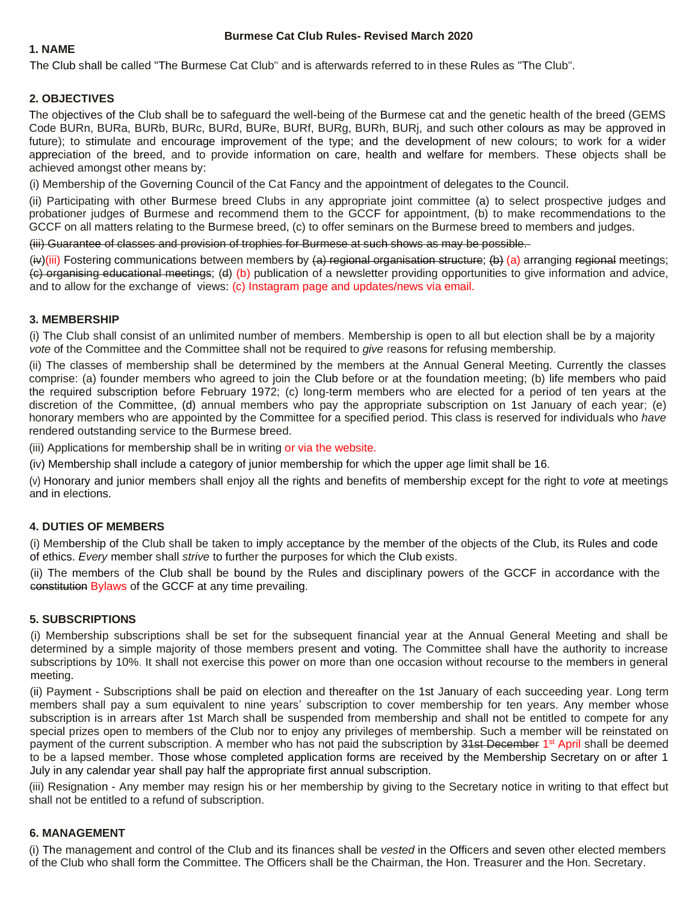**Burmese Cat Club Rules- Revised March 2020**

## 1. NAME

The Club shall be called "The Burmese Cat Club" and is afterwards referred to in these Rules as "The Club".

## 2. OBJECTIVES

The objectives of the Club shall be to safeguard the well-being of the Burmese cat and the genetic health of the breed (GEMS Code BURn, BURa, BURb, BURc, BURd, BURe, BURf, BURg, BURh, BURj, and such other colours as may be approved in future); to stimulate and encourage improvement of the type; and the development of new colours; to work for a wider appreciation of the breed, and to provide information on care, health and welfare for members. These objects shall be achieved amongst other means by:

(i) Membership of the Governing Council of the Cat Fancy and the appointment of delegates to the Council.

(ii) Participating with other Burmese breed Clubs in any appropriate joint committee (a) to select prospective judges and probationer judges of Burmese and recommend them to the GCCF for appointment, (b) to make recommendations to the GCCF on all matters relating to the Burmese breed, (c) to offer seminars on the Burmese breed to members and judges.

~~(iii) Guarantee of classes and provision of trophies for Burmese at such shows as may be possible.~~

~~(iv)~~(iii) Fostering communications between members by ~~(a) regional organisation structure~~; ~~(b)~~ (a) arranging ~~regional~~ meetings; ~~(c) organising educational meetings~~; (~~d~~) (b) publication of a newsletter providing opportunities to give information and advice, and to allow for the exchange of views: (c) Instagram page and updates/news via email.

## 3. MEMBERSHIP

(i) The Club shall consist of an unlimited number of members. Membership is open to all but election shall be by a majority *vote* of the Committee and the Committee shall not be required to *give* reasons for refusing membership.

(ii) The classes of membership shall be determined by the members at the Annual General Meeting. Currently the classes comprise: (a) founder members who agreed to join the Club before or at the foundation meeting; (b) life members who paid the required subscription before February 1972; (c) long-term members who are elected for a period of ten years at the discretion of the Committee, (d) annual members who pay the appropriate subscription on 1st January of each year; (e) honorary members who are appointed by the Committee for a specified period. This class is reserved for individuals who *have* rendered outstanding service to the Burmese breed.

(iii) Applications for membership shall be in writing or via the website.

(iv) Membership shall include a category of junior membership for which the upper age limit shall be 16.

(v) Honorary and junior members shall enjoy all the rights and benefits of membership except for the right to *vote* at meetings and in elections.

## 4. DUTIES OF MEMBERS

(i) Membership of the Club shall be taken to imply acceptance by the member of the objects of the Club, its Rules and code of ethics. *Every* member shall *strive* to further the purposes for which the Club exists.

(ii) The members of the Club shall be bound by the Rules and disciplinary powers of the GCCF in accordance with the ~~constitution~~ Bylaws of the GCCF at any time prevailing.

## 5. SUBSCRIPTIONS

(i) Membership subscriptions shall be set for the subsequent financial year at the Annual General Meeting and shall be determined by a simple majority of those members present and voting. The Committee shall have the authority to increase subscriptions by 10%. It shall not exercise this power on more than one occasion without recourse to the members in general meeting.

(ii) Payment - Subscriptions shall be paid on election and thereafter on the 1st January of each succeeding year. Long term members shall pay a sum equivalent to nine years' subscription to cover membership for ten years. Any member whose subscription is in arrears after 1st March shall be suspended from membership and shall not be entitled to compete for any special prizes open to members of the Club nor to enjoy any privileges of membership. Such a member will be reinstated on payment of the current subscription. A member who has not paid the subscription by ~~31st December~~ 1st April shall be deemed to be a lapsed member. Those whose completed application forms are received by the Membership Secretary on or after 1 July in any calendar year shall pay half the appropriate first annual subscription.

(iii) Resignation - Any member may resign his or her membership by giving to the Secretary notice in writing to that effect but shall not be entitled to a refund of subscription.

## 6. MANAGEMENT

(i) The management and control of the Club and its finances shall be *vested* in the Officers and seven other elected members of the Club who shall form the Committee. The Officers shall be the Chairman, the Hon. Treasurer and the Hon. Secretary.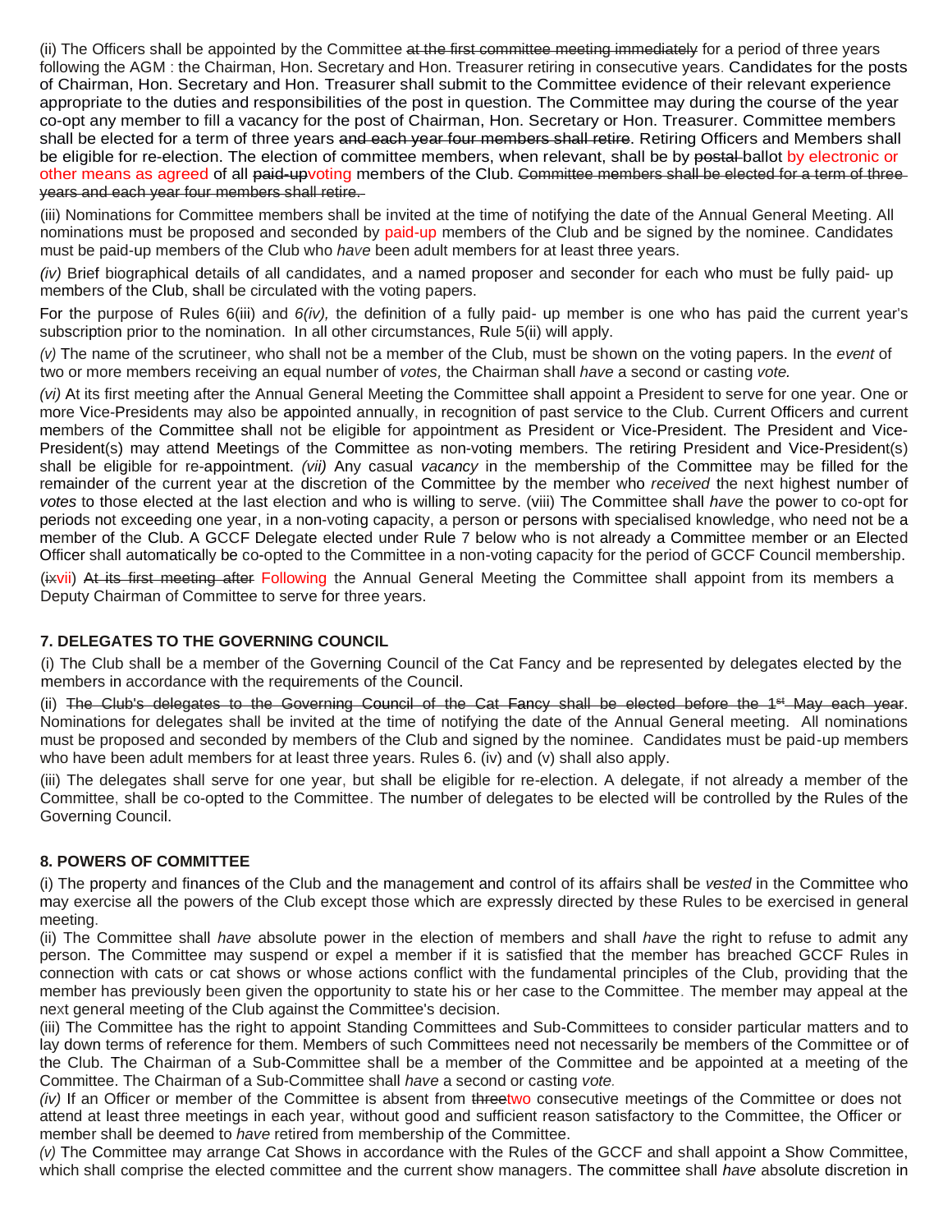(ii) The Officers shall be appointed by the Committee ~~at the first committee meeting immediately~~ for a period of three years following the AGM : the Chairman, Hon. Secretary and Hon. Treasurer retiring in consecutive years. Candidates for the posts of Chairman, Hon. Secretary and Hon. Treasurer shall submit to the Committee evidence of their relevant experience appropriate to the duties and responsibilities of the post in question. The Committee may during the course of the year co-opt any member to fill a vacancy for the post of Chairman, Hon. Secretary or Hon. Treasurer. Committee members shall be elected for a term of three years ~~and each year four members shall retire~~. Retiring Officers and Members shall be eligible for re-election. The election of committee members, when relevant, shall be by ~~postal~~ ballot by electronic or other means as agreed of all ~~paid-up~~voting members of the Club. ~~Committee members shall be elected for a term of three years and each year four members shall retire.~~

(iii) Nominations for Committee members shall be invited at the time of notifying the date of the Annual General Meeting. All nominations must be proposed and seconded by paid-up members of the Club and be signed by the nominee. Candidates must be paid-up members of the Club who *have* been adult members for at least three years.

*(iv)* Brief biographical details of all candidates, and a named proposer and seconder for each who must be fully paid- up members of the Club, shall be circulated with the voting papers.

For the purpose of Rules 6(iii) and *6(iv),* the definition of a fully paid- up member is one who has paid the current year's subscription prior to the nomination. In all other circumstances, Rule 5(ii) will apply.

*(v)* The name of the scrutineer, who shall not be a member of the Club, must be shown on the voting papers. In the *event* of two or more members receiving an equal number of *votes,* the Chairman shall *have* a second or casting *vote.*

*(vi)* At its first meeting after the Annual General Meeting the Committee shall appoint a President to serve for one year. One or more Vice-Presidents may also be appointed annually, in recognition of past service to the Club. Current Officers and current members of the Committee shall not be eligible for appointment as President or Vice-President. The President and Vice-President(s) may attend Meetings of the Committee as non-voting members. The retiring President and Vice-President(s) shall be eligible for re-appointment. *(vii)* Any casual *vacancy* in the membership of the Committee may be filled for the remainder of the current year at the discretion of the Committee by the member who *received* the next highest number of *votes* to those elected at the last election and who is willing to serve. (viii) The Committee shall *have* the power to co-opt for periods not exceeding one year, in a non-voting capacity, a person or persons with specialised knowledge, who need not be a member of the Club. A GCCF Delegate elected under Rule 7 below who is not already a Committee member or an Elected Officer shall automatically be co-opted to the Committee in a non-voting capacity for the period of GCCF Council membership.

(~~ix~~vii) ~~At its first meeting after~~ Following the Annual General Meeting the Committee shall appoint from its members a Deputy Chairman of Committee to serve for three years.

## 7. DELEGATES TO THE GOVERNING COUNCIL

(i) The Club shall be a member of the Governing Council of the Cat Fancy and be represented by delegates elected by the members in accordance with the requirements of the Council.

(ii) ~~The Club's delegates to the Governing Council of the Cat Fancy shall be elected before the 1st May each year~~. Nominations for delegates shall be invited at the time of notifying the date of the Annual General meeting. All nominations must be proposed and seconded by members of the Club and signed by the nominee. Candidates must be paid-up members who have been adult members for at least three years. Rules 6. (iv) and (v) shall also apply.

(iii) The delegates shall serve for one year, but shall be eligible for re-election. A delegate, if not already a member of the Committee, shall be co-opted to the Committee. The number of delegates to be elected will be controlled by the Rules of the Governing Council.

## 8. POWERS OF COMMITTEE

(i) The property and finances of the Club and the management and control of its affairs shall be *vested* in the Committee who may exercise all the powers of the Club except those which are expressly directed by these Rules to be exercised in general meeting.

(ii) The Committee shall *have* absolute power in the election of members and shall *have* the right to refuse to admit any person. The Committee may suspend or expel a member if it is satisfied that the member has breached GCCF Rules in connection with cats or cat shows or whose actions conflict with the fundamental principles of the Club, providing that the member has previously been given the opportunity to state his or her case to the Committee. The member may appeal at the next general meeting of the Club against the Committee's decision.

(iii) The Committee has the right to appoint Standing Committees and Sub-Committees to consider particular matters and to lay down terms of reference for them. Members of such Committees need not necessarily be members of the Committee or of the Club. The Chairman of a Sub-Committee shall be a member of the Committee and be appointed at a meeting of the Committee. The Chairman of a Sub-Committee shall *have* a second or casting *vote.*

*(iv)* If an Officer or member of the Committee is absent from ~~three~~two consecutive meetings of the Committee or does not attend at least three meetings in each year, without good and sufficient reason satisfactory to the Committee, the Officer or member shall be deemed to *have* retired from membership of the Committee.

*(v)* The Committee may arrange Cat Shows in accordance with the Rules of the GCCF and shall appoint a Show Committee, which shall comprise the elected committee and the current show managers. The committee shall *have* absolute discretion in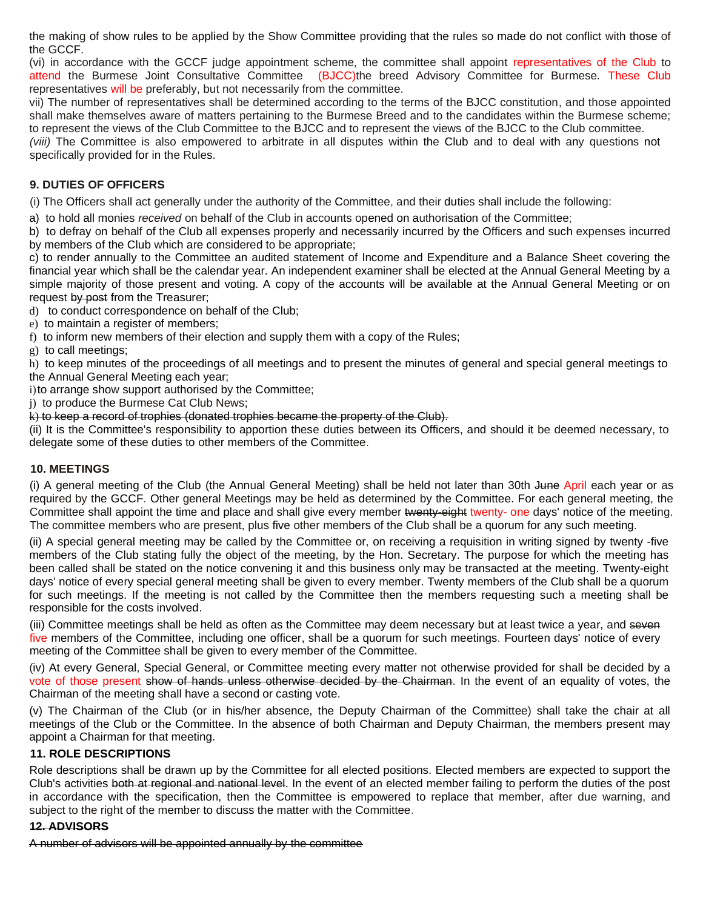the making of show rules to be applied by the Show Committee providing that the rules so made do not conflict with those of the GCCF.

(vi) in accordance with the GCCF judge appointment scheme, the committee shall appoint representatives of the Club to attend the Burmese Joint Consultative Committee (BJCC)the breed Advisory Committee for Burmese. These Club representatives will be preferably, but not necessarily from the committee.

vii) The number of representatives shall be determined according to the terms of the BJCC constitution, and those appointed shall make themselves aware of matters pertaining to the Burmese Breed and to the candidates within the Burmese scheme; to represent the views of the Club Committee to the BJCC and to represent the views of the BJCC to the Club committee.

*(viii)* The Committee is also empowered to arbitrate in all disputes within the Club and to deal with any questions not specifically provided for in the Rules.

### 9. DUTIES OF OFFICERS

(i) The Officers shall act generally under the authority of the Committee, and their duties shall include the following:

a) to hold all monies *received* on behalf of the Club in accounts opened on authorisation of the Committee;

b) to defray on behalf of the Club all expenses properly and necessarily incurred by the Officers and such expenses incurred by members of the Club which are considered to be appropriate;

c) to render annually to the Committee an audited statement of Income and Expenditure and a Balance Sheet covering the financial year which shall be the calendar year. An independent examiner shall be elected at the Annual General Meeting by a simple majority of those present and voting. A copy of the accounts will be available at the Annual General Meeting or on request ~~by post~~ from the Treasurer;

d) to conduct correspondence on behalf of the Club;

e) to maintain a register of members;

f) to inform new members of their election and supply them with a copy of the Rules;

g) to call meetings;

h) to keep minutes of the proceedings of all meetings and to present the minutes of general and special general meetings to the Annual General Meeting each year;

i) to arrange show support authorised by the Committee;

j) to produce the Burmese Cat Club News;

~~k) to keep a record of trophies (donated trophies became the property of the Club).~~

(ii) It is the Committee's responsibility to apportion these duties between its Officers, and should it be deemed necessary, to delegate some of these duties to other members of the Committee.

### 10. MEETINGS

(i) A general meeting of the Club (the Annual General Meeting) shall be held not later than 30th ~~June~~ April each year or as required by the GCCF. Other general Meetings may be held as determined by the Committee. For each general meeting, the Committee shall appoint the time and place and shall give every member ~~twenty-eight~~ twenty- one days' notice of the meeting. The committee members who are present, plus five other members of the Club shall be a quorum for any such meeting.

(ii) A special general meeting may be called by the Committee or, on receiving a requisition in writing signed by twenty -five members of the Club stating fully the object of the meeting, by the Hon. Secretary. The purpose for which the meeting has been called shall be stated on the notice convening it and this business only may be transacted at the meeting. Twenty-eight days' notice of every special general meeting shall be given to every member. Twenty members of the Club shall be a quorum for such meetings. If the meeting is not called by the Committee then the members requesting such a meeting shall be responsible for the costs involved.

(iii) Committee meetings shall be held as often as the Committee may deem necessary but at least twice a year, and ~~seven~~ five members of the Committee, including one officer, shall be a quorum for such meetings. Fourteen days' notice of every meeting of the Committee shall be given to every member of the Committee.

(iv) At every General, Special General, or Committee meeting every matter not otherwise provided for shall be decided by a vote of those present ~~show of hands unless otherwise decided by the Chairman~~. In the event of an equality of votes, the Chairman of the meeting shall have a second or casting vote.

(v) The Chairman of the Club (or in his/her absence, the Deputy Chairman of the Committee) shall take the chair at all meetings of the Club or the Committee. In the absence of both Chairman and Deputy Chairman, the members present may appoint a Chairman for that meeting.

### 11. ROLE DESCRIPTIONS

Role descriptions shall be drawn up by the Committee for all elected positions. Elected members are expected to support the Club's activities ~~both at regional and national level~~. In the event of an elected member failing to perform the duties of the post in accordance with the specification, then the Committee is empowered to replace that member, after due warning, and subject to the right of the member to discuss the matter with the Committee.

### ~~12. ADVISORS~~

~~A number of advisors will be appointed annually by the committee~~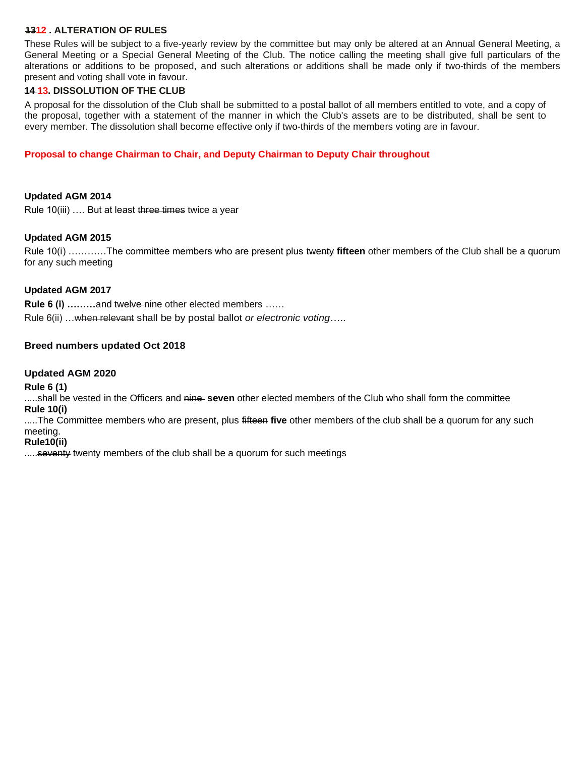### ~~13~~12 . ALTERATION OF RULES

These Rules will be subject to a five-yearly review by the committee but may only be altered at an Annual General Meeting, a General Meeting or a Special General Meeting of the Club. The notice calling the meeting shall give full particulars of the alterations or additions to be proposed, and such alterations or additions shall be made only if two-thirds of the members present and voting shall vote in favour.

### ~~14~~ 13. DISSOLUTION OF THE CLUB

A proposal for the dissolution of the Club shall be submitted to a postal ballot of all members entitled to vote, and a copy of the proposal, together with a statement of the manner in which the Club's assets are to be distributed, shall be sent to every member. The dissolution shall become effective only if two-thirds of the members voting are in favour.

**Proposal to change Chairman to Chair, and Deputy Chairman to Deputy Chair throughout**

**Updated AGM 2014**

Rule 10(iii) …. But at least ~~three times~~ twice a year

**Updated AGM 2015**

Rule 10(i) …………The committee members who are present plus ~~twenty~~ **fifteen** other members of the Club shall be a quorum for any such meeting

**Updated AGM 2017**

**Rule 6 (i) ………**and ~~twelve~~ nine other elected members ……

Rule 6(ii) …~~when relevant~~ shall be by postal ballot *or electronic voting*…..

**Breed numbers updated Oct 2018**

**Updated AGM 2020**

**Rule 6 (1)**

.....shall be vested in the Officers and ~~nine~~ **seven** other elected members of the Club who shall form the committee

**Rule 10(i)**

.....The Committee members who are present, plus ~~fifteen~~ **five** other members of the club shall be a quorum for any such meeting.

**Rule10(ii)**

.....~~seventy~~ twenty members of the club shall be a quorum for such meetings